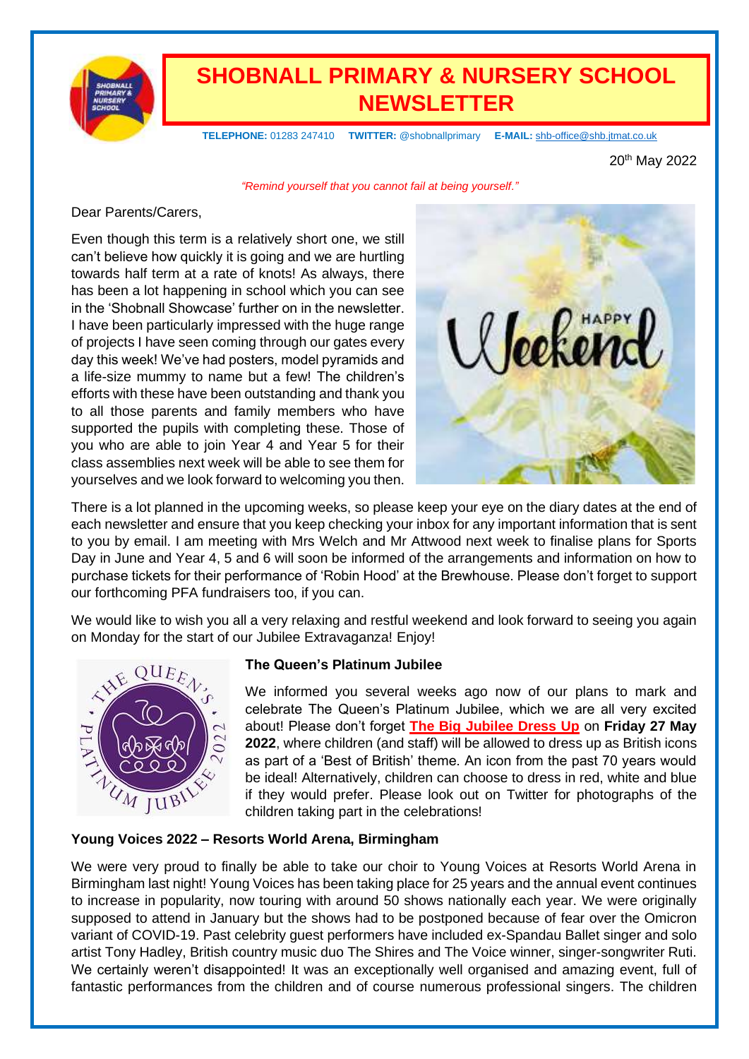# SHOBNALL PRIMARY & NURSERY SCHOOL NEWSLETTER

**TELEPHONE:** 01283 247410 **TWITTER:** @shobnallprimary **E-MAIL:** shb-office@shb.jtmat.co.uk

20th May 2022

*"Remind yourself that you cannot fail at being yourself."*

Dear Parents/Carers,

Even though this term is a relatively short one, we still can't believe how quickly it is going and we are hurtling towards half term at a rate of knots! As always, there has been a lot happening in school which you can see in the 'Shobnall Showcase' further on in the newsletter. I have been particularly impressed with the huge range of projects I have seen coming through our gates every day this week! We've had posters, model pyramids and a life-size mummy to name but a few! The children's efforts with these have been outstanding and thank you to all those parents and family members who have supported the pupils with completing these. Those of you who are able to join Year 4 and Year 5 for their class assemblies next week will be able to see them for yourselves and we look forward to welcoming you then.

There is a lot planned in the upcoming weeks, so please keep your eye on the diary dates at the end of each newsletter and ensure that you keep checking your inbox for any important information that is sent to you by email. I am meeting with Mrs Welch and Mr Attwood next week to finalise plans for Sports Day in June and Year 4, 5 and 6 will soon be informed of the arrangements and information on how to purchase tickets for their performance of 'Robin Hood' at the Brewhouse. Please don't forget to support our forthcoming PFA fundraisers too, if you can.

We would like to wish you all a very relaxing and restful weekend and look forward to seeing you again on Monday for the start of our Jubilee Extravaganza! Enjoy!

**The Queen's Platinum Jubilee**

We informed you several weeks ago now of our plans to mark and celebrate The Queen's Platinum Jubilee, which we are all very excited about! Please don't forget **The Big Jubilee Dress Up** on **Friday 27 May 2022**, where children (and staff) will be allowed to dress up as British icons as part of a 'Best of British' theme. An icon from the past 70 years would be ideal! Alternatively, children can choose to dress in red, white and blue if they would prefer. Please look out on Twitter for photographs of the children taking part in the celebrations!

**Young Voices 2022 – Resorts World Arena, Birmingham**

We were very proud to finally be able to take our choir to Young Voices at Resorts World Arena in Birmingham last night! Young Voices has been taking place for 25 years and the annual event continues to increase in popularity, now touring with around 50 shows nationally each year. We were originally supposed to attend in January but the shows had to be postponed because of fear over the Omicron variant of COVID-19. Past celebrity guest performers have included ex-Spandau Ballet singer and solo artist Tony Hadley, British country music duo The Shires and The Voice winner, singer-songwriter Ruti. We certainly weren't disappointed! It was an exceptionally well organised and amazing event, full of fantastic performances from the children and of course numerous professional singers. The children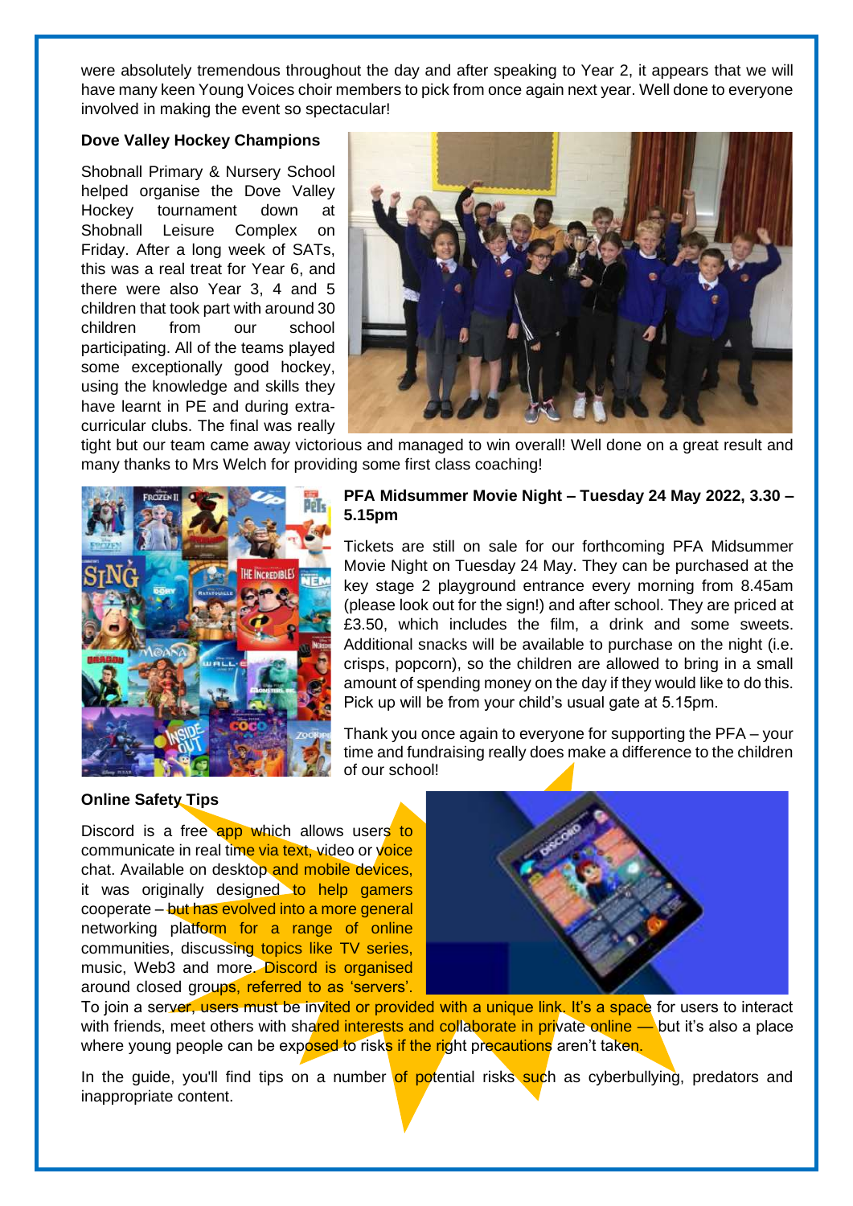were absolutely tremendous throughout the day and after speaking to Year 2, it appears that we will have many keen Young Voices choir members to pick from once again next year. Well done to everyone involved in making the event so spectacular!

**Dove Valley Hockey Champions**

Shobnall Primary & Nursery School helped organise the Dove Valley Hockey tournament down at Shobnall Leisure Complex on Friday. After a long week of SATs, this was a real treat for Year 6, and there were also Year 3, 4 and 5 children that took part with around 30 children from our school participating. All of the teams played some exceptionally good hockey, using the knowledge and skills they have learnt in PE and during extra-curricular clubs. The final was really tight but our team came away victorious and managed to win overall! Well done on a great result and many thanks to Mrs Welch for providing some first class coaching!

**PFA Midsummer Movie Night – Tuesday 24 May 2022, 3.30 – 5.15pm**

Tickets are still on sale for our forthcoming PFA Midsummer Movie Night on Tuesday 24 May. They can be purchased at the key stage 2 playground entrance every morning from 8.45am (please look out for the sign!) and after school. They are priced at £3.50, which includes the film, a drink and some sweets. Additional snacks will be available to purchase on the night (i.e. crisps, popcorn), so the children are allowed to bring in a small amount of spending money on the day if they would like to do this. Pick up will be from your child's usual gate at 5.15pm.

Thank you once again to everyone for supporting the PFA – your time and fundraising really does make a difference to the children of our school!

**Online Safety Tips**

Discord is a free app which allows users to communicate in real time via text, video or voice chat. Available on desktop and mobile devices, it was originally designed to help gamers cooperate – but has evolved into a more general networking platform for a range of online communities, discussing topics like TV series, music, Web3 and more. Discord is organised around closed groups, referred to as 'servers'. To join a server, users must be invited or provided with a unique link. It's a space for users to interact with friends, meet others with shared interests and collaborate in private online — but it's also a place where young people can be exposed to risks if the right precautions aren't taken.

In the guide, you'll find tips on a number of potential risks such as cyberbullying, predators and inappropriate content.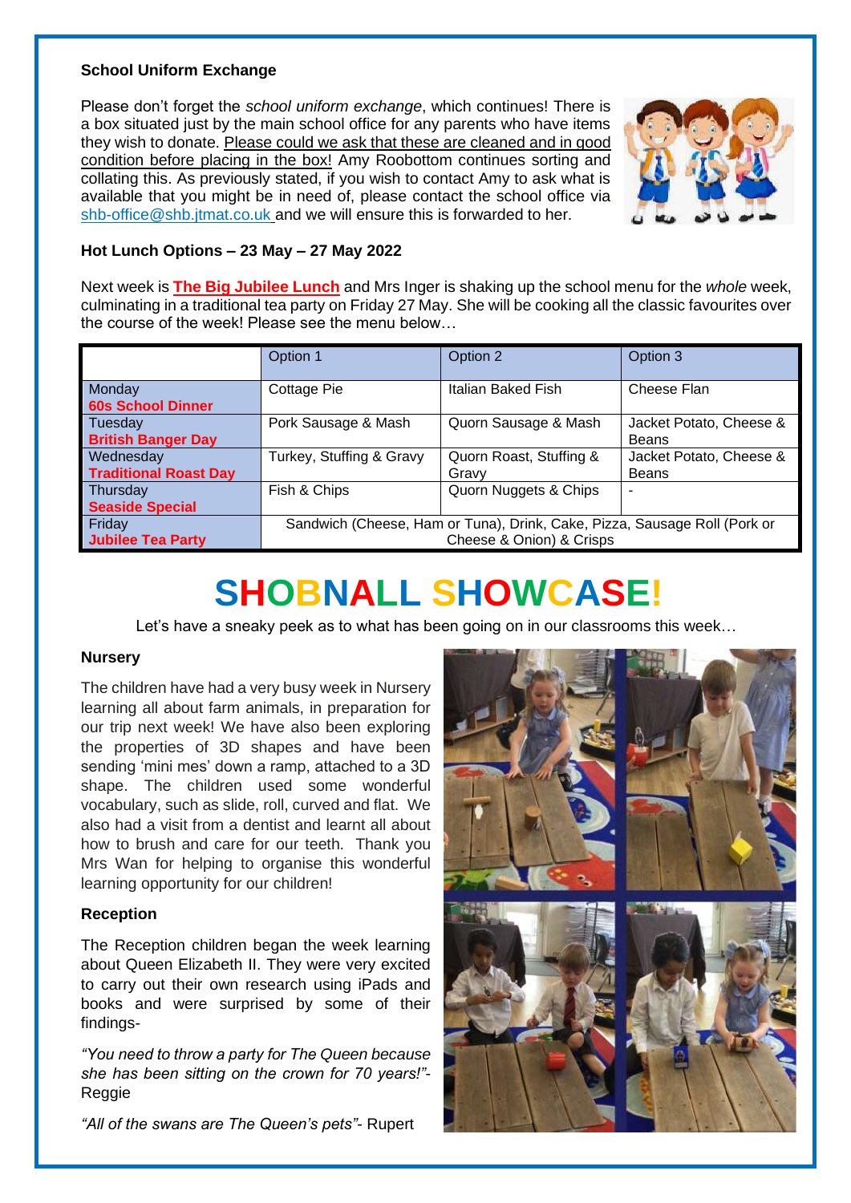**School Uniform Exchange**

Please don't forget the *school uniform exchange*, which continues! There is a box situated just by the main school office for any parents who have items they wish to donate. Please could we ask that these are cleaned and in good condition before placing in the box! Amy Roobottom continues sorting and collating this. As previously stated, if you wish to contact Amy to ask what is available that you might be in need of, please contact the school office via shb-office@shb.jtmat.co.uk and we will ensure this is forwarded to her.

**Hot Lunch Options – 23 May – 27 May 2022**

Next week is **The Big Jubilee Lunch** and Mrs Inger is shaking up the school menu for the *whole* week, culminating in a traditional tea party on Friday 27 May. She will be cooking all the classic favourites over the course of the week! Please see the menu below…

| | Option 1 | Option 2 | Option 3 |
|---|---|---|---|
| Monday **60s School Dinner** | Cottage Pie | Italian Baked Fish | Cheese Flan |
| Tuesday **British Banger Day** | Pork Sausage & Mash | Quorn Sausage & Mash | Jacket Potato, Cheese & Beans |
| Wednesday **Traditional Roast Day** | Turkey, Stuffing & Gravy | Quorn Roast, Stuffing & Gravy | Jacket Potato, Cheese & Beans |
| Thursday **Seaside Special** | Fish & Chips | Quorn Nuggets & Chips | - |
| Friday **Jubilee Tea Party** | Sandwich (Cheese, Ham or Tuna), Drink, Cake, Pizza, Sausage Roll (Pork or Cheese & Onion) & Crisps | | |

# SHOBNALL SHOWCASE!

Let's have a sneaky peek as to what has been going on in our classrooms this week…

**Nursery**

The children have had a very busy week in Nursery learning all about farm animals, in preparation for our trip next week! We have also been exploring the properties of 3D shapes and have been sending 'mini mes' down a ramp, attached to a 3D shape. The children used some wonderful vocabulary, such as slide, roll, curved and flat. We also had a visit from a dentist and learnt all about how to brush and care for our teeth. Thank you Mrs Wan for helping to organise this wonderful learning opportunity for our children!

**Reception**

The Reception children began the week learning about Queen Elizabeth II. They were very excited to carry out their own research using iPads and books and were surprised by some of their findings-

*"You need to throw a party for The Queen because she has been sitting on the crown for 70 years!"*- Reggie

*"All of the swans are The Queen's pets"*- Rupert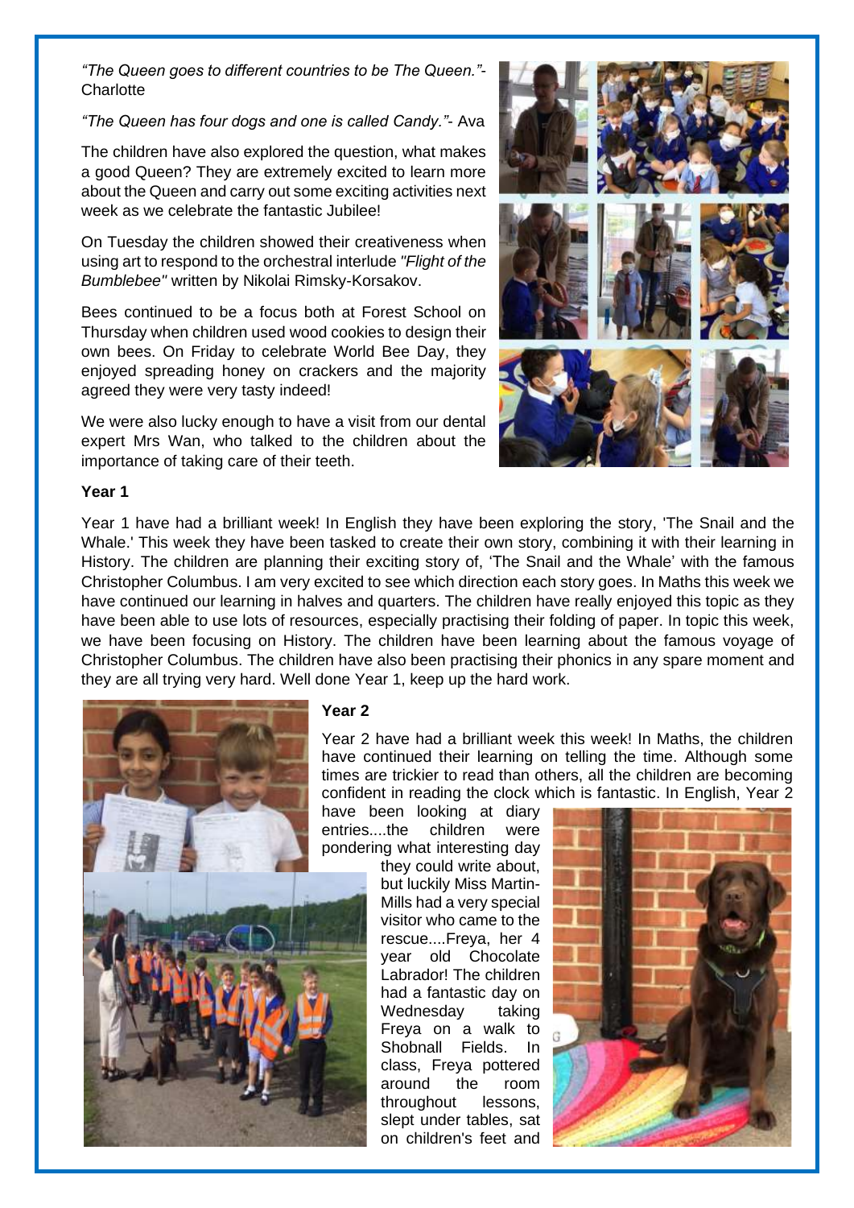*"The Queen goes to different countries to be The Queen."*- Charlotte

*"The Queen has four dogs and one is called Candy."*- Ava

The children have also explored the question, what makes a good Queen? They are extremely excited to learn more about the Queen and carry out some exciting activities next week as we celebrate the fantastic Jubilee!

On Tuesday the children showed their creativeness when using art to respond to the orchestral interlude *"Flight of the Bumblebee"* written by Nikolai Rimsky-Korsakov.

Bees continued to be a focus both at Forest School on Thursday when children used wood cookies to design their own bees. On Friday to celebrate World Bee Day, they enjoyed spreading honey on crackers and the majority agreed they were very tasty indeed!

We were also lucky enough to have a visit from our dental expert Mrs Wan, who talked to the children about the importance of taking care of their teeth.

**Year 1**

Year 1 have had a brilliant week! In English they have been exploring the story, 'The Snail and the Whale.' This week they have been tasked to create their own story, combining it with their learning in History. The children are planning their exciting story of, 'The Snail and the Whale' with the famous Christopher Columbus. I am very excited to see which direction each story goes. In Maths this week we have continued our learning in halves and quarters. The children have really enjoyed this topic as they have been able to use lots of resources, especially practising their folding of paper. In topic this week, we have been focusing on History. The children have been learning about the famous voyage of Christopher Columbus. The children have also been practising their phonics in any spare moment and they are all trying very hard. Well done Year 1, keep up the hard work.

**Year 2**

Year 2 have had a brilliant week this week! In Maths, the children have continued their learning on telling the time. Although some times are trickier to read than others, all the children are becoming confident in reading the clock which is fantastic. In English, Year 2 have been looking at diary entries....the children were pondering what interesting day they could write about, but luckily Miss Martin-Mills had a very special visitor who came to the rescue....Freya, her 4 year old Chocolate Labrador! The children had a fantastic day on Wednesday taking Freya on a walk to Shobnall Fields. In class, Freya pottered around the room throughout lessons, slept under tables, sat on children's feet and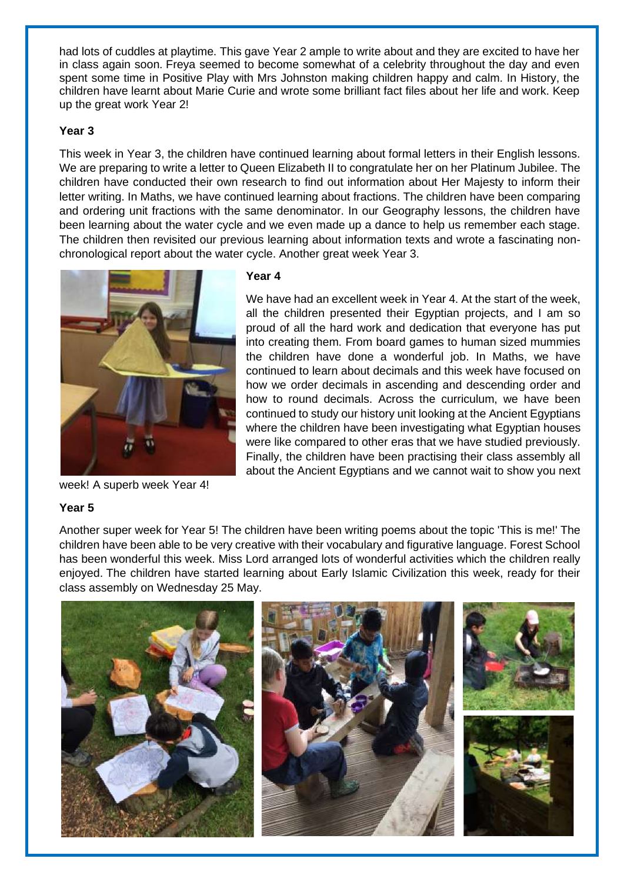had lots of cuddles at playtime. This gave Year 2 ample to write about and they are excited to have her in class again soon. Freya seemed to become somewhat of a celebrity throughout the day and even spent some time in Positive Play with Mrs Johnston making children happy and calm. In History, the children have learnt about Marie Curie and wrote some brilliant fact files about her life and work. Keep up the great work Year 2!

**Year 3**

This week in Year 3, the children have continued learning about formal letters in their English lessons. We are preparing to write a letter to Queen Elizabeth II to congratulate her on her Platinum Jubilee. The children have conducted their own research to find out information about Her Majesty to inform their letter writing. In Maths, we have continued learning about fractions. The children have been comparing and ordering unit fractions with the same denominator. In our Geography lessons, the children have been learning about the water cycle and we even made up a dance to help us remember each stage. The children then revisited our previous learning about information texts and wrote a fascinating non-chronological report about the water cycle. Another great week Year 3.

**Year 4**

We have had an excellent week in Year 4. At the start of the week, all the children presented their Egyptian projects, and I am so proud of all the hard work and dedication that everyone has put into creating them. From board games to human sized mummies the children have done a wonderful job. In Maths, we have continued to learn about decimals and this week have focused on how we order decimals in ascending and descending order and how to round decimals. Across the curriculum, we have been continued to study our history unit looking at the Ancient Egyptians where the children have been investigating what Egyptian houses were like compared to other eras that we have studied previously. Finally, the children have been practising their class assembly all about the Ancient Egyptians and we cannot wait to show you next week! A superb week Year 4!

**Year 5**

Another super week for Year 5! The children have been writing poems about the topic 'This is me!' The children have been able to be very creative with their vocabulary and figurative language. Forest School has been wonderful this week. Miss Lord arranged lots of wonderful activities which the children really enjoyed. The children have started learning about Early Islamic Civilization this week, ready for their class assembly on Wednesday 25 May.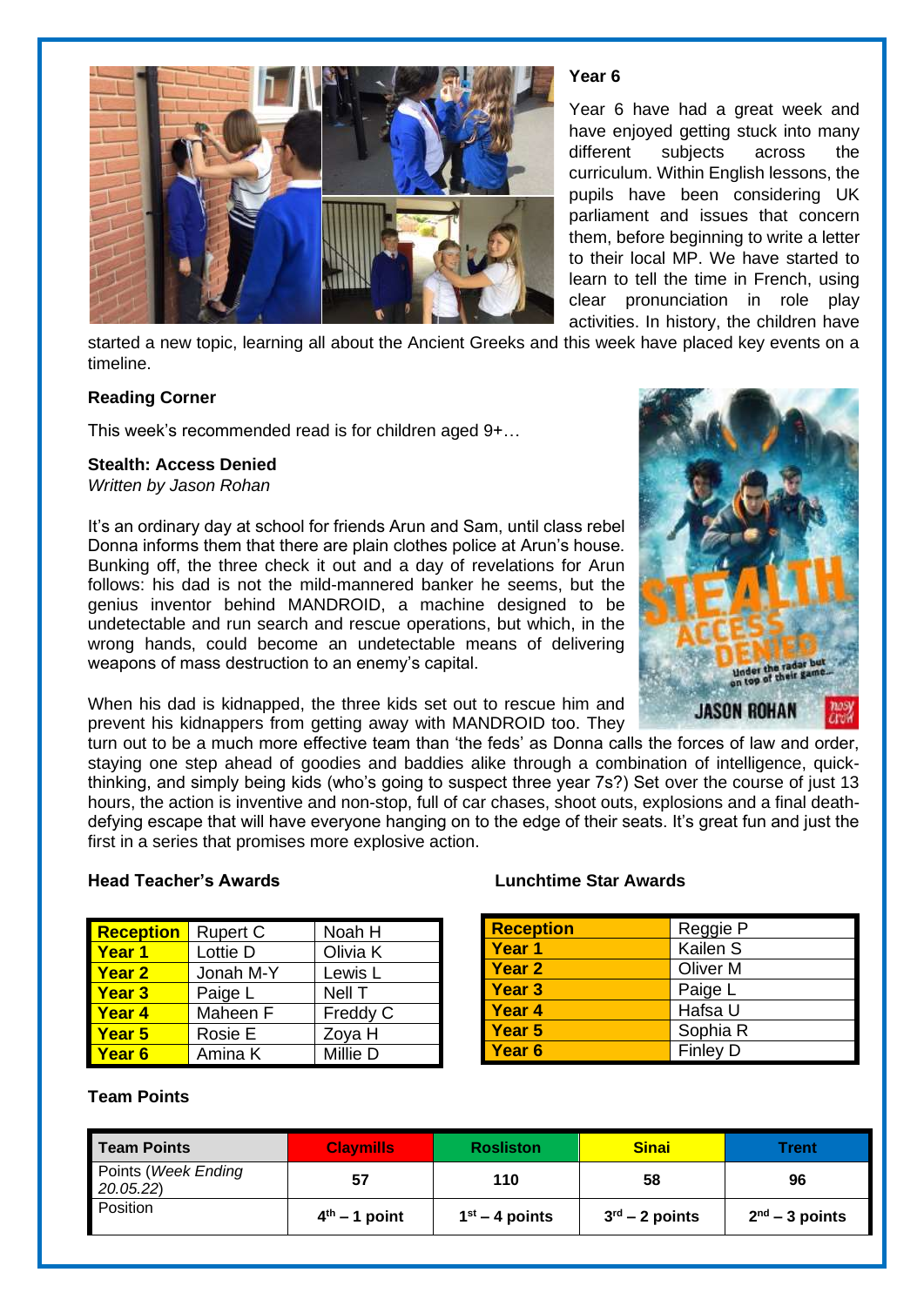**Year 6**

Year 6 have had a great week and have enjoyed getting stuck into many different subjects across the curriculum. Within English lessons, the pupils have been considering UK parliament and issues that concern them, before beginning to write a letter to their local MP. We have started to learn to tell the time in French, using clear pronunciation in role play activities. In history, the children have started a new topic, learning all about the Ancient Greeks and this week have placed key events on a timeline.

**Reading Corner**

This week's recommended read is for children aged 9+…

**Stealth: Access Denied**
*Written by Jason Rohan*

It's an ordinary day at school for friends Arun and Sam, until class rebel Donna informs them that there are plain clothes police at Arun's house. Bunking off, the three check it out and a day of revelations for Arun follows: his dad is not the mild-mannered banker he seems, but the genius inventor behind MANDROID, a machine designed to be undetectable and run search and rescue operations, but which, in the wrong hands, could become an undetectable means of delivering weapons of mass destruction to an enemy's capital.

When his dad is kidnapped, the three kids set out to rescue him and prevent his kidnappers from getting away with MANDROID too. They turn out to be a much more effective team than 'the feds' as Donna calls the forces of law and order, staying one step ahead of goodies and baddies alike through a combination of intelligence, quick-thinking, and simply being kids (who's going to suspect three year 7s?) Set over the course of just 13 hours, the action is inventive and non-stop, full of car chases, shoot outs, explosions and a final death-defying escape that will have everyone hanging on to the edge of their seats. It's great fun and just the first in a series that promises more explosive action.

**Head Teacher's Awards**

| Reception | Rupert C | Noah H |
|---|---|---|
| Year 1 | Lottie D | Olivia K |
| Year 2 | Jonah M-Y | Lewis L |
| Year 3 | Paige L | Nell T |
| Year 4 | Maheen F | Freddy C |
| Year 5 | Rosie E | Zoya H |
| Year 6 | Amina K | Millie D |

**Lunchtime Star Awards**

| Reception | Reggie P |
|---|---|
| Year 1 | Kailen S |
| Year 2 | Oliver M |
| Year 3 | Paige L |
| Year 4 | Hafsa U |
| Year 5 | Sophia R |
| Year 6 | Finley D |

**Team Points**

| Team Points | Claymills | Rosliston | Sinai | Trent |
|---|---|---|---|---|
| Points (*Week Ending 20.05.22*) | 57 | 110 | 58 | 96 |
| Position | 4th – 1 point | 1st – 4 points | 3rd – 2 points | 2nd – 3 points |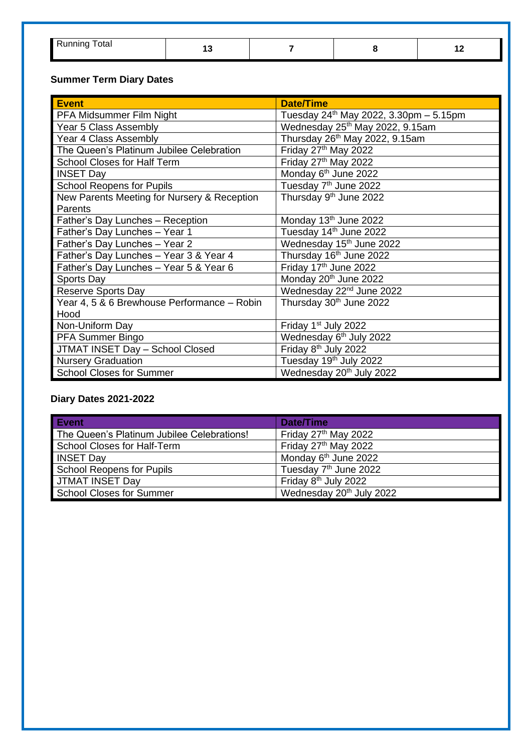| Running Total | 13 | 7 | 8 | 12 |
|---|---|---|---|---|

**Summer Term Diary Dates**

| Event | Date/Time |
|---|---|
| PFA Midsummer Film Night | Tuesday 24th May 2022, 3.30pm – 5.15pm |
| Year 5 Class Assembly | Wednesday 25th May 2022, 9.15am |
| Year 4 Class Assembly | Thursday 26th May 2022, 9.15am |
| The Queen's Platinum Jubilee Celebration | Friday 27th May 2022 |
| School Closes for Half Term | Friday 27th May 2022 |
| INSET Day | Monday 6th June 2022 |
| School Reopens for Pupils | Tuesday 7th June 2022 |
| New Parents Meeting for Nursery & Reception Parents | Thursday 9th June 2022 |
| Father's Day Lunches – Reception | Monday 13th June 2022 |
| Father's Day Lunches – Year 1 | Tuesday 14th June 2022 |
| Father's Day Lunches – Year 2 | Wednesday 15th June 2022 |
| Father's Day Lunches – Year 3 & Year 4 | Thursday 16th June 2022 |
| Father's Day Lunches – Year 5 & Year 6 | Friday 17th June 2022 |
| Sports Day | Monday 20th June 2022 |
| Reserve Sports Day | Wednesday 22nd June 2022 |
| Year 4, 5 & 6 Brewhouse Performance – Robin Hood | Thursday 30th June 2022 |
| Non-Uniform Day | Friday 1st July 2022 |
| PFA Summer Bingo | Wednesday 6th July 2022 |
| JTMAT INSET Day – School Closed | Friday 8th July 2022 |
| Nursery Graduation | Tuesday 19th July 2022 |
| School Closes for Summer | Wednesday 20th July 2022 |

**Diary Dates 2021-2022**

| Event | Date/Time |
|---|---|
| The Queen's Platinum Jubilee Celebrations! | Friday 27th May 2022 |
| School Closes for Half-Term | Friday 27th May 2022 |
| INSET Day | Monday 6th June 2022 |
| School Reopens for Pupils | Tuesday 7th June 2022 |
| JTMAT INSET Day | Friday 8th July 2022 |
| School Closes for Summer | Wednesday 20th July 2022 |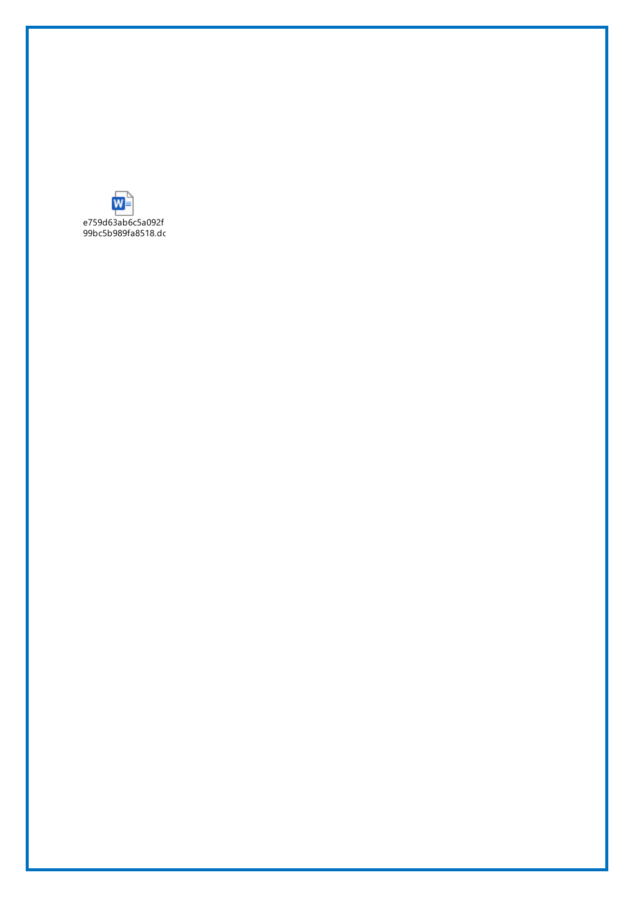e759d63ab6c5a092f
99bc5b989fa8518.dc